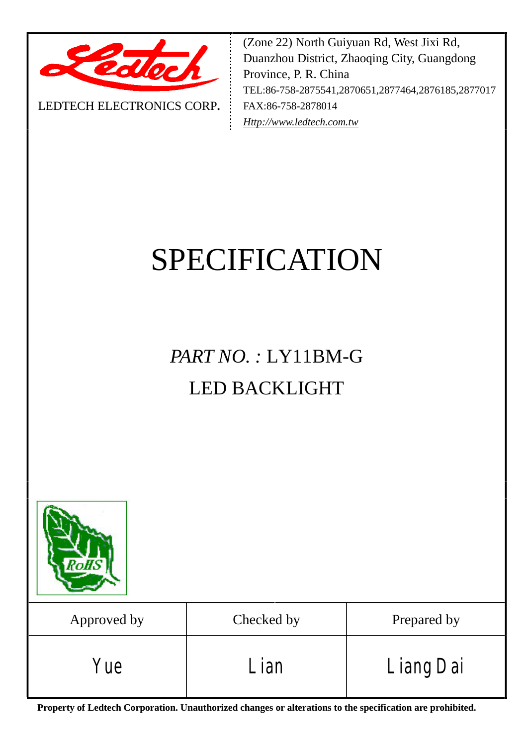LEDTECH ELECTRONICS CORP.

(Zone 22) North Guiyuan Rd, West Jixi Rd,
Duanzhou District, Zhaoqing City, Guangdong
Province, P. R. China
TEL:86-758-2875541,2870651,2877464,2876185,2877017
FAX:86-758-2878014
*Http://www.ledtech.com.tw*

# SPECIFICATION

## *PART NO. :* LY11BM-G

## LED BACKLIGHT

| Approved by | Checked by | Prepared by |
|---|---|---|
| Yue | Lian | Liang Dai |

**Property of Ledtech Corporation. Unauthorized changes or alterations to the specification are prohibited.**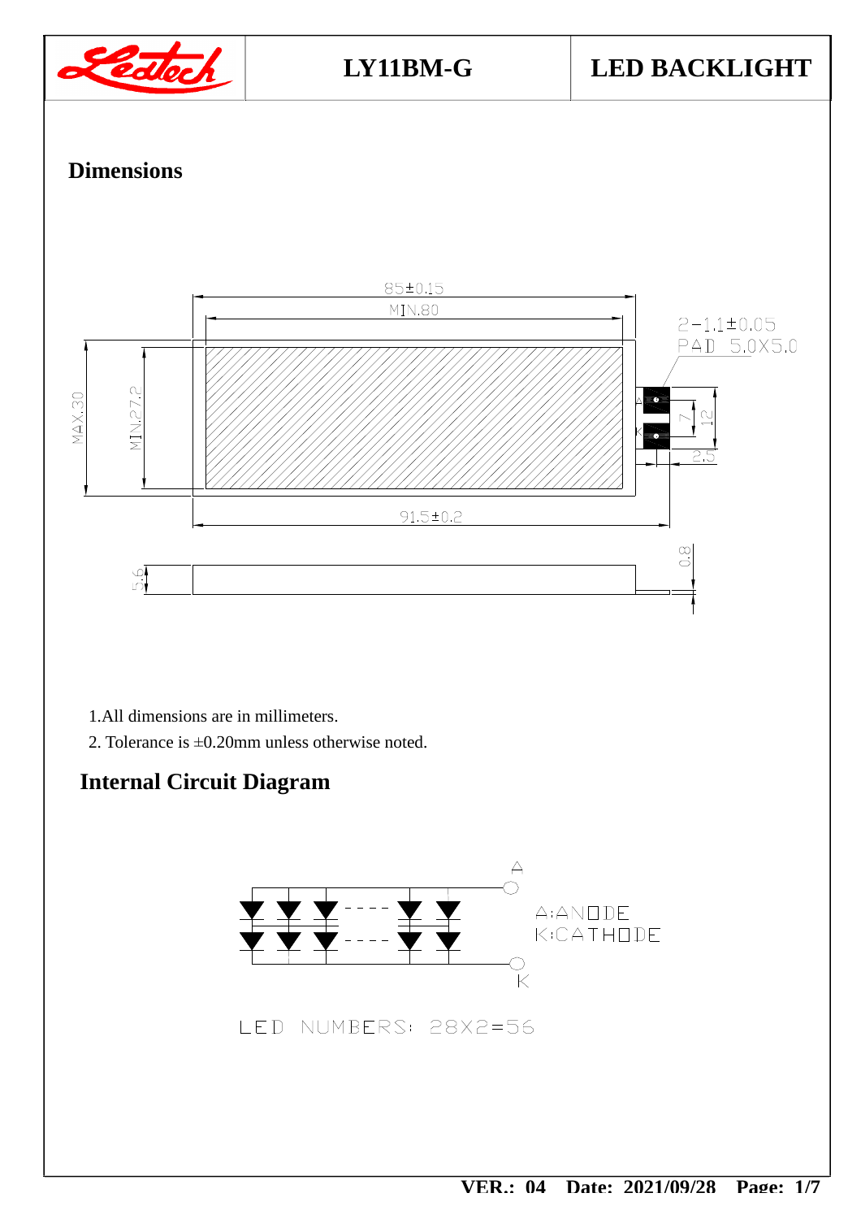## Dimensions

1. All dimensions are in millimeters.
2. Tolerance is ±0.20mm unless otherwise noted.

## Internal Circuit Diagram

A:ANODE
K:CATHODE

LED NUMBERS: 28X2=56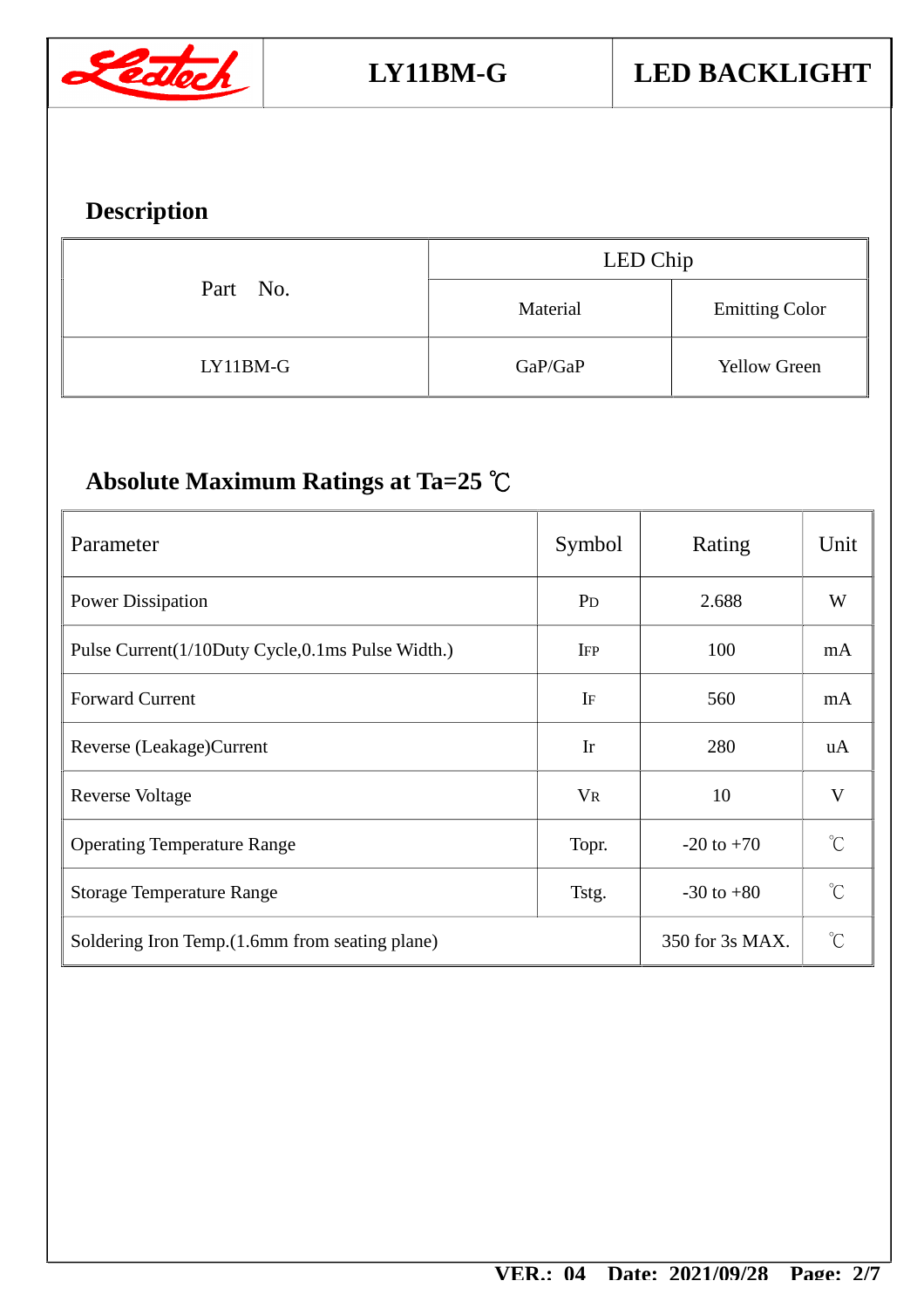## Description

| Part No. | LED Chip | |
|---|---|---|
| | Material | Emitting Color |
| LY11BM-G | GaP/GaP | Yellow Green |

## Absolute Maximum Ratings at Ta=25 ℃

| Parameter | Symbol | Rating | Unit |
|---|---|---|---|
| Power Dissipation | $P_D$ | 2.688 | W |
| Pulse Current(1/10Duty Cycle,0.1ms Pulse Width.) | $I_{FP}$ | 100 | mA |
| Forward Current | $I_F$ | 560 | mA |
| Reverse (Leakage)Current | Ir | 280 | uA |
| Reverse Voltage | $V_R$ | 10 | V |
| Operating Temperature Range | Topr. | -20 to +70 | ℃ |
| Storage Temperature Range | Tstg. | -30 to +80 | ℃ |
| Soldering Iron Temp.(1.6mm from seating plane) | | 350 for 3s MAX. | ℃ |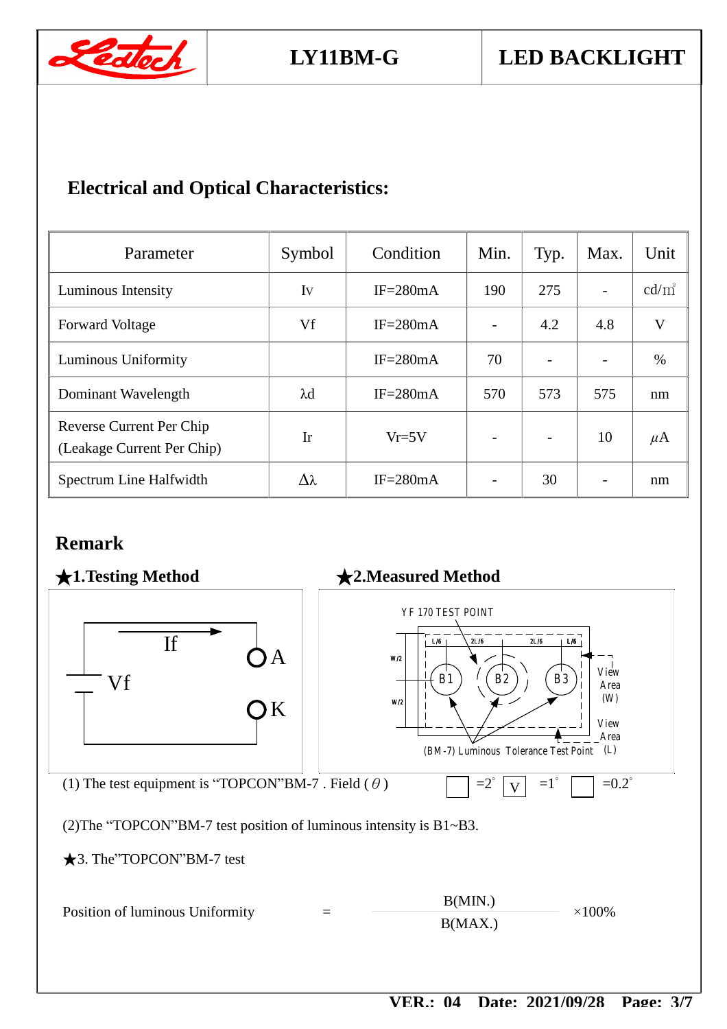## Electrical and Optical Characteristics:

| Parameter | Symbol | Condition | Min. | Typ. | Max. | Unit |
|---|---|---|---|---|---|---|
| Luminous Intensity | Iv | IF=280mA | 190 | 275 | - | cd/㎡ |
| Forward Voltage | Vf | IF=280mA | - | 4.2 | 4.8 | V |
| Luminous Uniformity | | IF=280mA | 70 | - | - | % |
| Dominant Wavelength | λd | IF=280mA | 570 | 573 | 575 | nm |
| Reverse Current Per Chip (Leakage Current Per Chip) | Ir | Vr=5V | - | - | 10 | μA |
| Spectrum Line Halfwidth | Δλ | IF=280mA | - | 30 | - | nm |

## Remark

### ★1.Testing Method

If

Vf

A

K

### ★2.Measured Method

YF 170 TEST POINT

L/6 2L/6 2L/6 L/6

W/2 W/2

B1 B2 B3

View Area (W)

View Area (L)

(BM-7) Luminous Tolerance Test Point

(1) The test equipment is "TOPCON"BM-7 . Field ( $\theta$ ) ☐ =2° ☑ =1° ☐ =0.2°

(2)The "TOPCON"BM-7 test position of luminous intensity is B1~B3.

★3. The"TOPCON"BM-7 test

$$\text{Position of luminous Uniformity} = \frac{B(MIN.)}{B(MAX.)} \times 100\%$$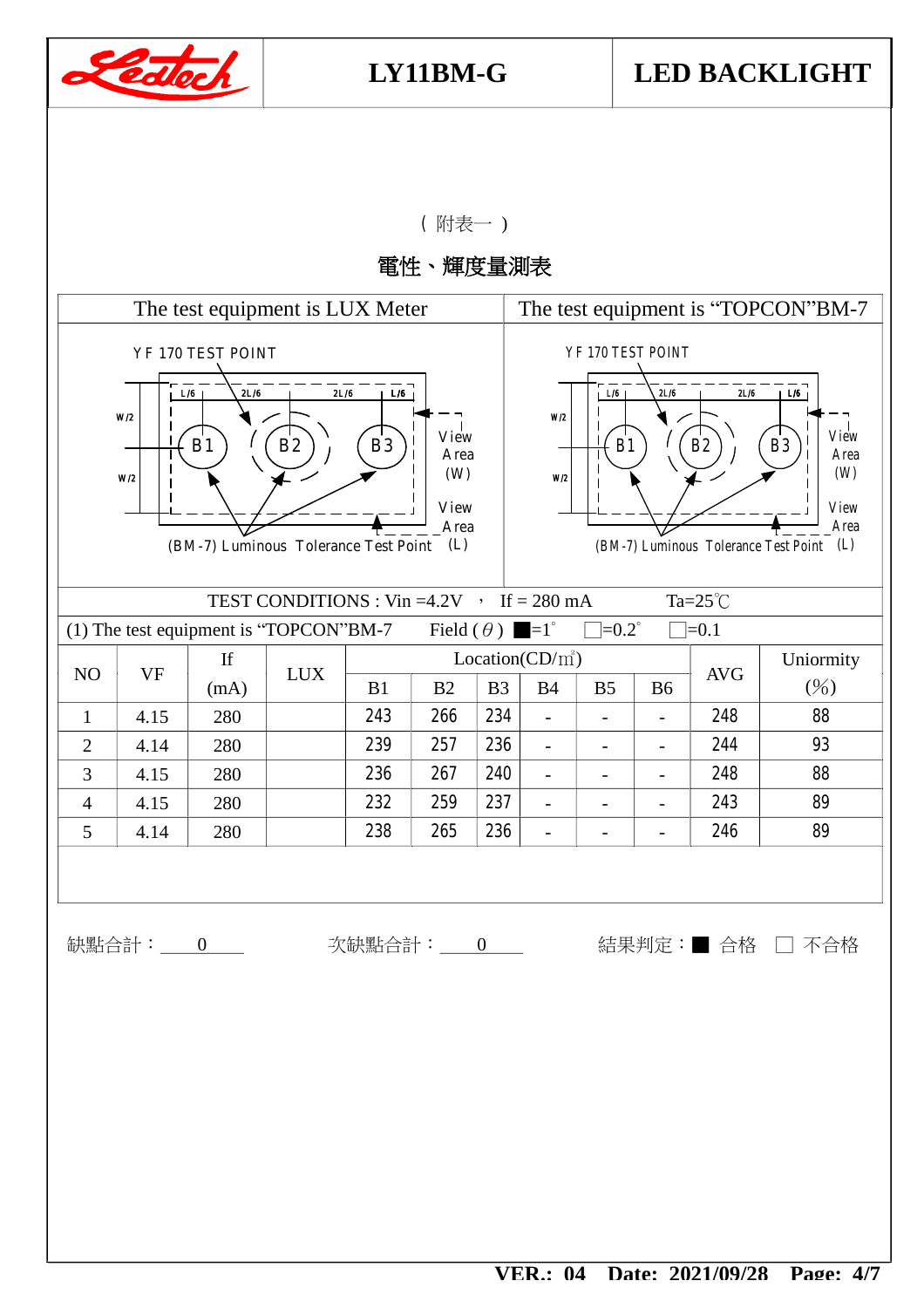( 附表一 )

## 電性、輝度量測表

| The test equipment is LUX Meter | The test equipment is "TOPCON"BM-7 |
|---|---|
| YF 170 TEST POINT<br>L/6 2L/6 2L/6 L/6<br>W/2 W/2<br>B1 B2 B3<br>View Area (W)<br>View Area (L)<br>(BM-7) Luminous Tolerance Test Point | YF 170 TEST POINT<br>L/6 2L/6 2L/6 L/6<br>W/2 W/2<br>B1 B2 B3<br>View Area (W)<br>View Area (L)<br>(BM-7) Luminous Tolerance Test Point |

TEST CONDITIONS : Vin =4.2V ， If = 280 mA Ta=25℃

(1) The test equipment is "TOPCON"BM-7 Field ( $\theta$ ) ■=1° □=0.2° □=0.1

| NO | VF | If (mA) | LUX | Location(CD/㎡) | | | | | | AVG | Uniormity (%) |
|---|---|---|---|---|---|---|---|---|---|---|---|
| | | | | B1 | B2 | B3 | B4 | B5 | B6 | | |
| 1 | 4.15 | 280 | | 243 | 266 | 234 | - | - | - | 248 | 88 |
| 2 | 4.14 | 280 | | 239 | 257 | 236 | - | - | - | 244 | 93 |
| 3 | 4.15 | 280 | | 236 | 267 | 240 | - | - | - | 248 | 88 |
| 4 | 4.15 | 280 | | 232 | 259 | 237 | - | - | - | 243 | 89 |
| 5 | 4.14 | 280 | | 238 | 265 | 236 | - | - | - | 246 | 89 |

缺點合計： 0 次缺點合計： 0 結果判定：■ 合格 □ 不合格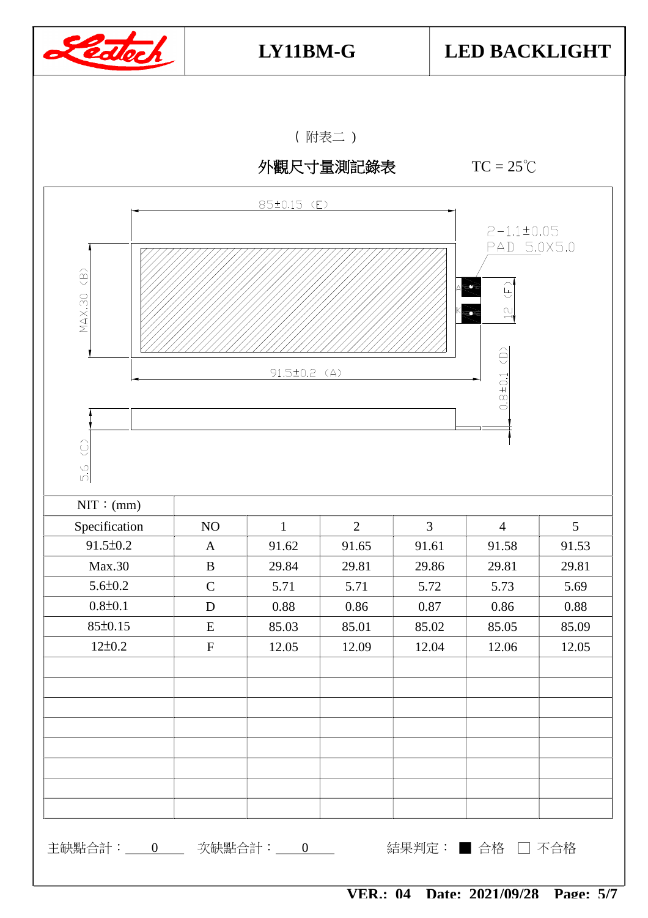| Ledtech | LY11BM-G | LED BACKLIGHT |
|---|---|---|

（附表二）

**外觀尺寸量測記錄表**　　TC = 25℃

85±0.15 (E)

2-1.1±0.05

PAD 5.0X5.0

MAX.30 (B)

12 (F)

91.5±0.2 (A)

0.8±0.1 (D)

5.6 (C)

| NIT：(mm) | | | | | | |
|---|---|---|---|---|---|---|
| Specification | NO | 1 | 2 | 3 | 4 | 5 |
| 91.5±0.2 | A | 91.62 | 91.65 | 91.61 | 91.58 | 91.53 |
| Max.30 | B | 29.84 | 29.81 | 29.86 | 29.81 | 29.81 |
| 5.6±0.2 | C | 5.71 | 5.71 | 5.72 | 5.73 | 5.69 |
| 0.8±0.1 | D | 0.88 | 0.86 | 0.87 | 0.86 | 0.88 |
| 85±0.15 | E | 85.03 | 85.01 | 85.02 | 85.05 | 85.09 |
| 12±0.2 | F | 12.05 | 12.09 | 12.04 | 12.06 | 12.05 |
| | | | | | | |
| | | | | | | |
| | | | | | | |
| | | | | | | |
| | | | | | | |
| | | | | | | |
| | | | | | | |
| | | | | | | |

主缺點合計：＿0＿　次缺點合計：＿0＿　結果判定：■ 合格　□ 不合格

VER.: 04　Date: 2021/09/28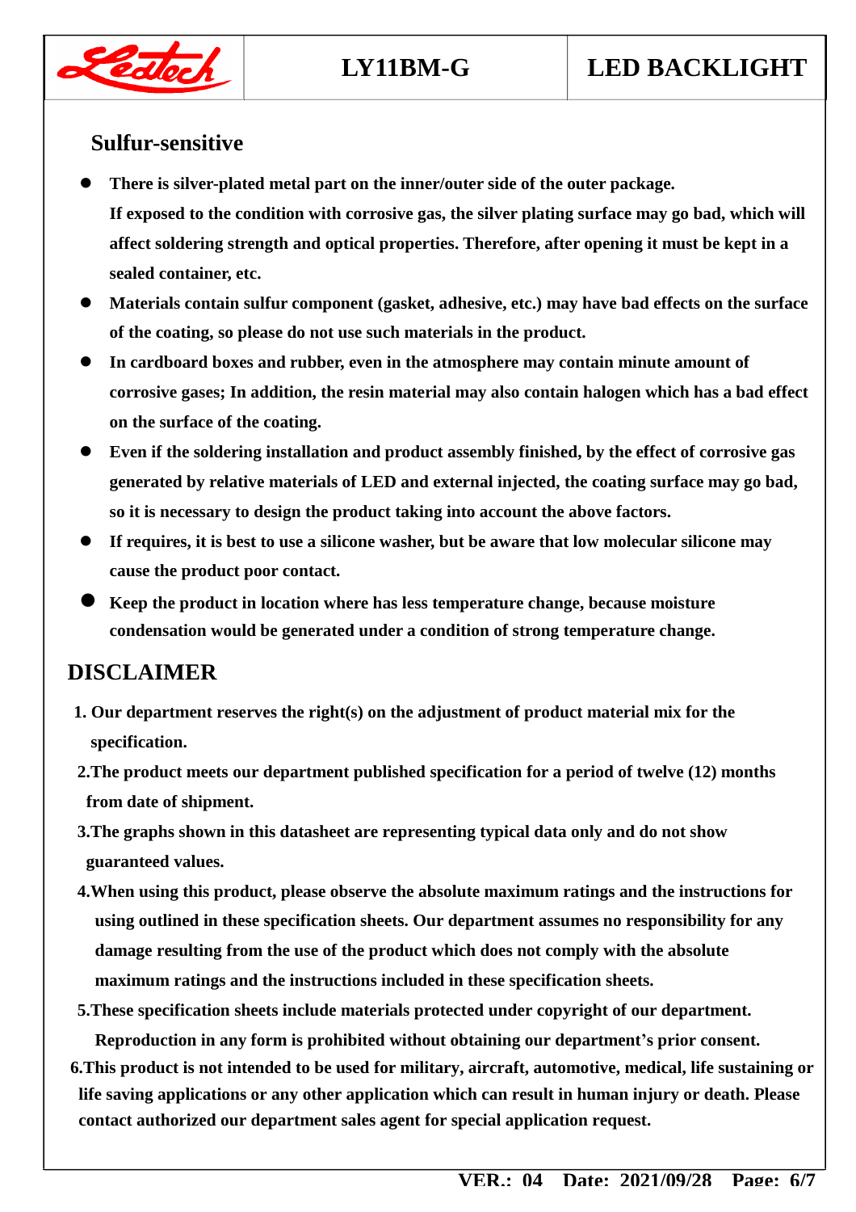## Sulfur-sensitive

- **There is silver-plated metal part on the inner/outer side of the outer package. If exposed to the condition with corrosive gas, the silver plating surface may go bad, which will affect soldering strength and optical properties. Therefore, after opening it must be kept in a sealed container, etc.**
- **Materials contain sulfur component (gasket, adhesive, etc.) may have bad effects on the surface of the coating, so please do not use such materials in the product.**
- **In cardboard boxes and rubber, even in the atmosphere may contain minute amount of corrosive gases; In addition, the resin material may also contain halogen which has a bad effect on the surface of the coating.**
- **Even if the soldering installation and product assembly finished, by the effect of corrosive gas generated by relative materials of LED and external injected, the coating surface may go bad, so it is necessary to design the product taking into account the above factors.**
- **If requires, it is best to use a silicone washer, but be aware that low molecular silicone may cause the product poor contact.**
- **Keep the product in location where has less temperature change, because moisture condensation would be generated under a condition of strong temperature change.**

## DISCLAIMER

1. **Our department reserves the right(s) on the adjustment of product material mix for the specification.**
2. **The product meets our department published specification for a period of twelve (12) months from date of shipment.**
3. **The graphs shown in this datasheet are representing typical data only and do not show guaranteed values.**
4. **When using this product, please observe the absolute maximum ratings and the instructions for using outlined in these specification sheets. Our department assumes no responsibility for any damage resulting from the use of the product which does not comply with the absolute maximum ratings and the instructions included in these specification sheets.**
5. **These specification sheets include materials protected under copyright of our department. Reproduction in any form is prohibited without obtaining our department's prior consent.**
6. **This product is not intended to be used for military, aircraft, automotive, medical, life sustaining or life saving applications or any other application which can result in human injury or death. Please contact authorized our department sales agent for special application request.**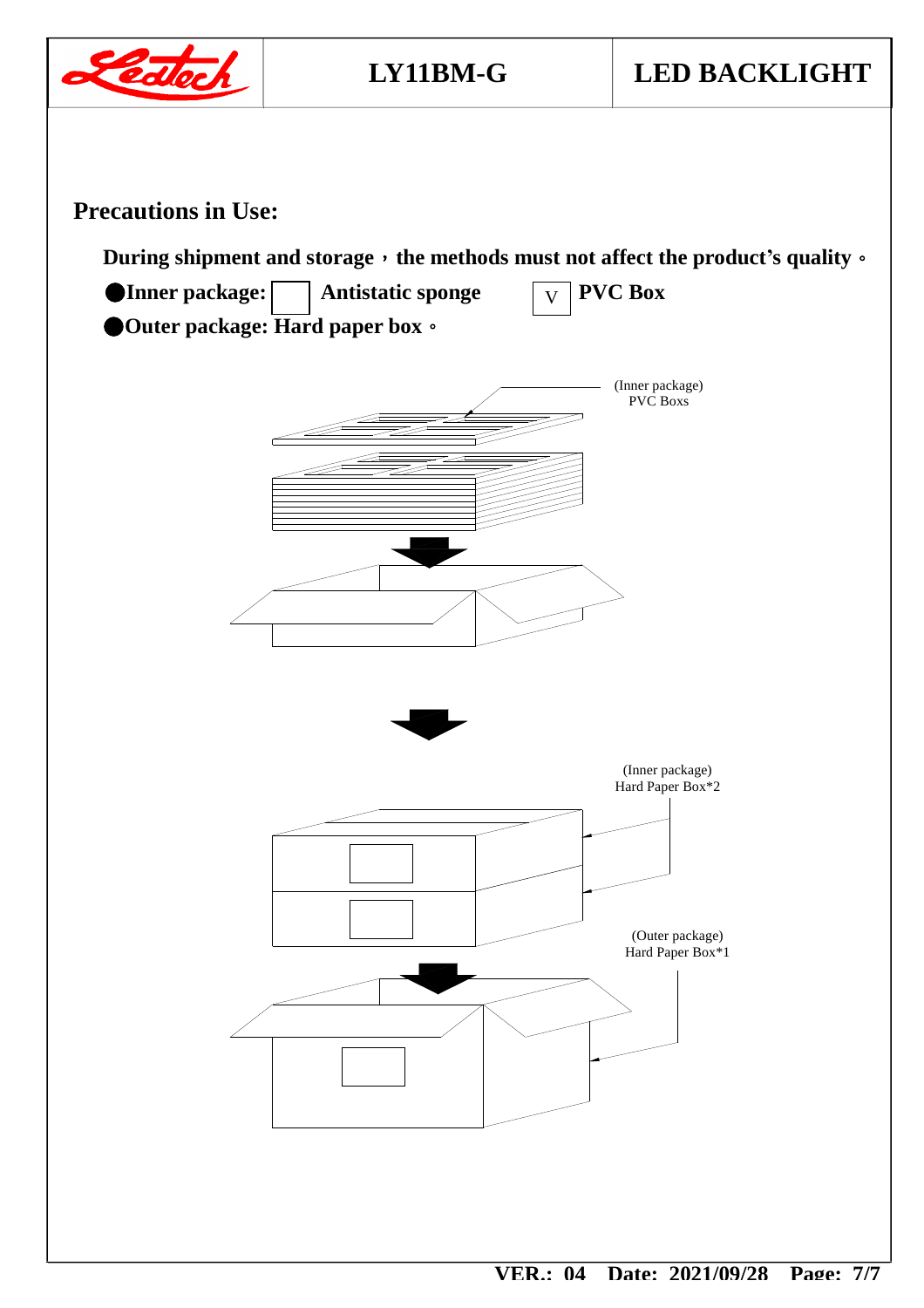## Precautions in Use:

**During shipment and storage，the methods must not affect the product's quality。**

**●Inner package:** ☐ **Antistatic sponge** ☑ **PVC Box**

**●Outer package: Hard paper box。**

(Inner package)
PVC Boxs

(Inner package)
Hard Paper Box*2

(Outer package)
Hard Paper Box*1